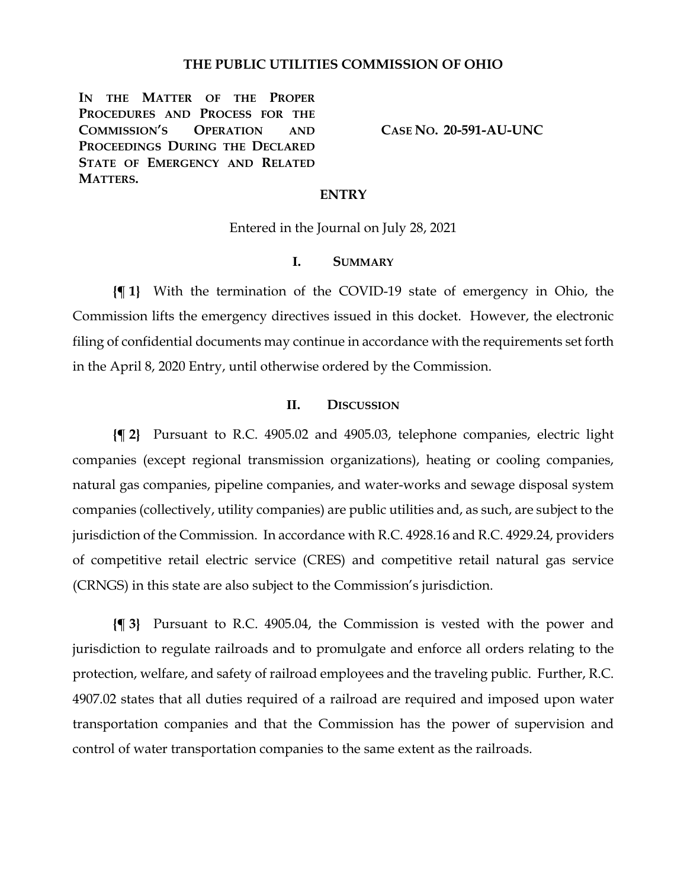**THE PUBLIC UTILITIES COMMISSION OF OHIO**

**IN THE MATTER OF THE PROPER PROCEDURES AND PROCESS FOR THE COMMISSION'S OPERATION AND PROCEEDINGS DURING THE DECLARED STATE OF EMERGENCY AND RELATED MATTERS.**

**CASE NO. 20-591-AU-UNC**

**ENTRY**

Entered in the Journal on July 28, 2021

## I. SUMMARY

**{¶ 1}** With the termination of the COVID-19 state of emergency in Ohio, the Commission lifts the emergency directives issued in this docket. However, the electronic filing of confidential documents may continue in accordance with the requirements set forth in the April 8, 2020 Entry, until otherwise ordered by the Commission.

## II. DISCUSSION

**{¶ 2}** Pursuant to R.C. 4905.02 and 4905.03, telephone companies, electric light companies (except regional transmission organizations), heating or cooling companies, natural gas companies, pipeline companies, and water-works and sewage disposal system companies (collectively, utility companies) are public utilities and, as such, are subject to the jurisdiction of the Commission. In accordance with R.C. 4928.16 and R.C. 4929.24, providers of competitive retail electric service (CRES) and competitive retail natural gas service (CRNGS) in this state are also subject to the Commission's jurisdiction.

**{¶ 3}** Pursuant to R.C. 4905.04, the Commission is vested with the power and jurisdiction to regulate railroads and to promulgate and enforce all orders relating to the protection, welfare, and safety of railroad employees and the traveling public. Further, R.C. 4907.02 states that all duties required of a railroad are required and imposed upon water transportation companies and that the Commission has the power of supervision and control of water transportation companies to the same extent as the railroads.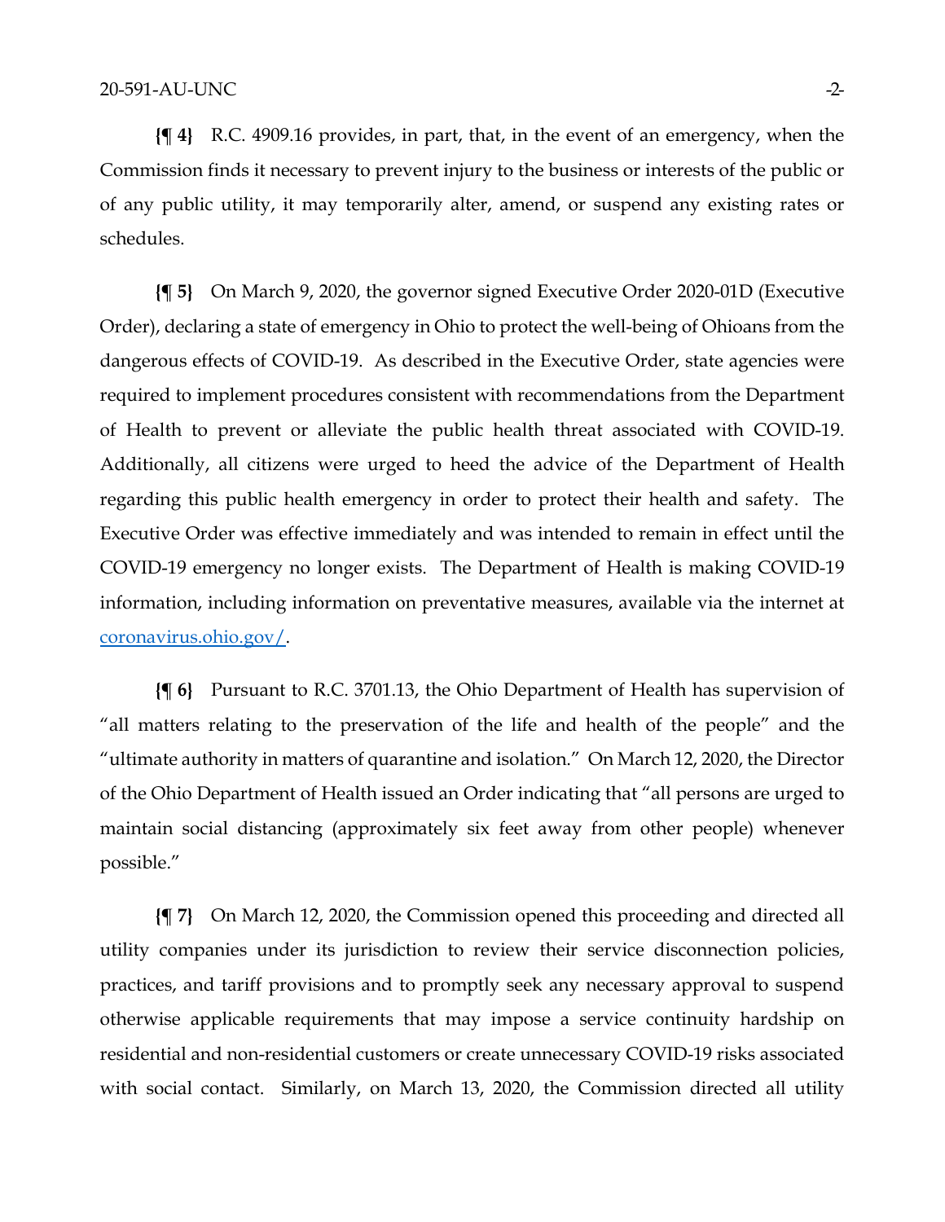**{¶ 4}** R.C. 4909.16 provides, in part, that, in the event of an emergency, when the Commission finds it necessary to prevent injury to the business or interests of the public or of any public utility, it may temporarily alter, amend, or suspend any existing rates or schedules.

**{¶ 5}** On March 9, 2020, the governor signed Executive Order 2020-01D (Executive Order), declaring a state of emergency in Ohio to protect the well-being of Ohioans from the dangerous effects of COVID-19. As described in the Executive Order, state agencies were required to implement procedures consistent with recommendations from the Department of Health to prevent or alleviate the public health threat associated with COVID-19. Additionally, all citizens were urged to heed the advice of the Department of Health regarding this public health emergency in order to protect their health and safety. The Executive Order was effective immediately and was intended to remain in effect until the COVID-19 emergency no longer exists. The Department of Health is making COVID-19 information, including information on preventative measures, available via the internet at coronavirus.ohio.gov/.

**{¶ 6}** Pursuant to R.C. 3701.13, the Ohio Department of Health has supervision of "all matters relating to the preservation of the life and health of the people" and the "ultimate authority in matters of quarantine and isolation." On March 12, 2020, the Director of the Ohio Department of Health issued an Order indicating that "all persons are urged to maintain social distancing (approximately six feet away from other people) whenever possible."

**{¶ 7}** On March 12, 2020, the Commission opened this proceeding and directed all utility companies under its jurisdiction to review their service disconnection policies, practices, and tariff provisions and to promptly seek any necessary approval to suspend otherwise applicable requirements that may impose a service continuity hardship on residential and non-residential customers or create unnecessary COVID-19 risks associated with social contact. Similarly, on March 13, 2020, the Commission directed all utility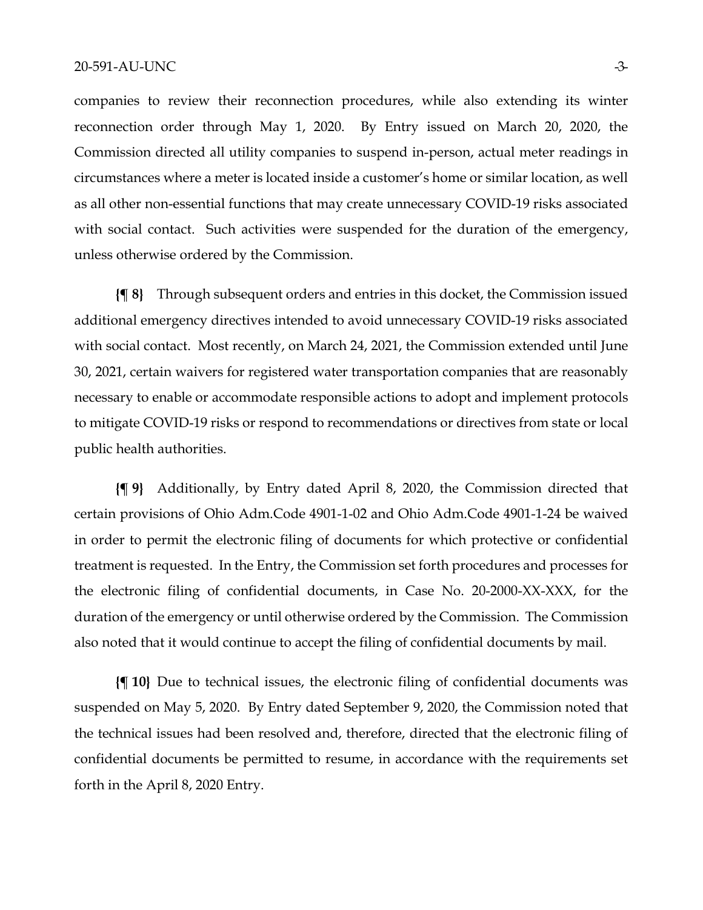companies to review their reconnection procedures, while also extending its winter reconnection order through May 1, 2020. By Entry issued on March 20, 2020, the Commission directed all utility companies to suspend in-person, actual meter readings in circumstances where a meter is located inside a customer's home or similar location, as well as all other non-essential functions that may create unnecessary COVID-19 risks associated with social contact. Such activities were suspended for the duration of the emergency, unless otherwise ordered by the Commission.

**{¶ 8}** Through subsequent orders and entries in this docket, the Commission issued additional emergency directives intended to avoid unnecessary COVID-19 risks associated with social contact. Most recently, on March 24, 2021, the Commission extended until June 30, 2021, certain waivers for registered water transportation companies that are reasonably necessary to enable or accommodate responsible actions to adopt and implement protocols to mitigate COVID-19 risks or respond to recommendations or directives from state or local public health authorities.

**{¶ 9}** Additionally, by Entry dated April 8, 2020, the Commission directed that certain provisions of Ohio Adm.Code 4901-1-02 and Ohio Adm.Code 4901-1-24 be waived in order to permit the electronic filing of documents for which protective or confidential treatment is requested. In the Entry, the Commission set forth procedures and processes for the electronic filing of confidential documents, in Case No. 20-2000-XX-XXX, for the duration of the emergency or until otherwise ordered by the Commission. The Commission also noted that it would continue to accept the filing of confidential documents by mail.

**{¶ 10}** Due to technical issues, the electronic filing of confidential documents was suspended on May 5, 2020. By Entry dated September 9, 2020, the Commission noted that the technical issues had been resolved and, therefore, directed that the electronic filing of confidential documents be permitted to resume, in accordance with the requirements set forth in the April 8, 2020 Entry.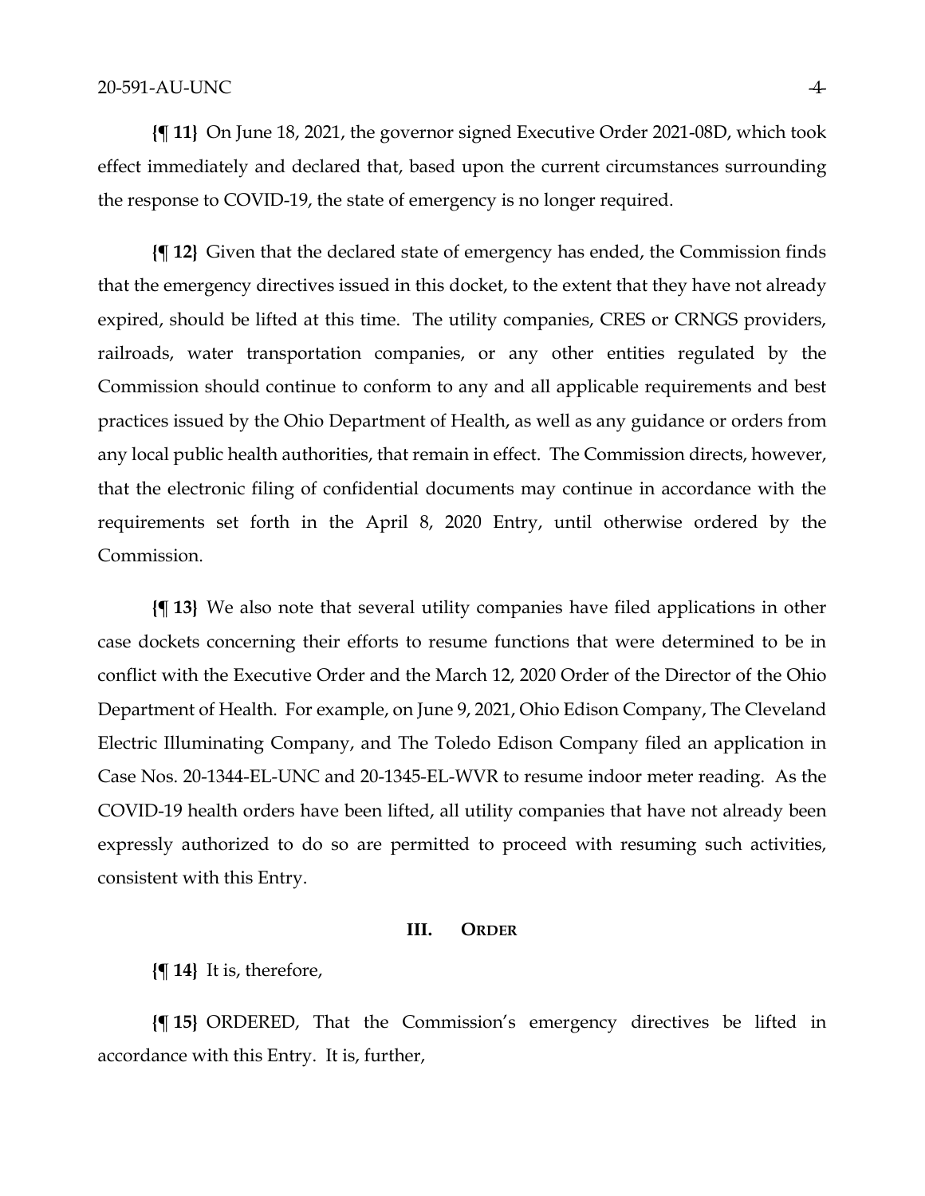**{¶ 11}** On June 18, 2021, the governor signed Executive Order 2021-08D, which took effect immediately and declared that, based upon the current circumstances surrounding the response to COVID-19, the state of emergency is no longer required.

**{¶ 12}** Given that the declared state of emergency has ended, the Commission finds that the emergency directives issued in this docket, to the extent that they have not already expired, should be lifted at this time. The utility companies, CRES or CRNGS providers, railroads, water transportation companies, or any other entities regulated by the Commission should continue to conform to any and all applicable requirements and best practices issued by the Ohio Department of Health, as well as any guidance or orders from any local public health authorities, that remain in effect. The Commission directs, however, that the electronic filing of confidential documents may continue in accordance with the requirements set forth in the April 8, 2020 Entry, until otherwise ordered by the Commission.

**{¶ 13}** We also note that several utility companies have filed applications in other case dockets concerning their efforts to resume functions that were determined to be in conflict with the Executive Order and the March 12, 2020 Order of the Director of the Ohio Department of Health. For example, on June 9, 2021, Ohio Edison Company, The Cleveland Electric Illuminating Company, and The Toledo Edison Company filed an application in Case Nos. 20-1344-EL-UNC and 20-1345-EL-WVR to resume indoor meter reading. As the COVID-19 health orders have been lifted, all utility companies that have not already been expressly authorized to do so are permitted to proceed with resuming such activities, consistent with this Entry.

## III. ORDER

**{¶ 14}** It is, therefore,

**{¶ 15}** ORDERED, That the Commission's emergency directives be lifted in accordance with this Entry. It is, further,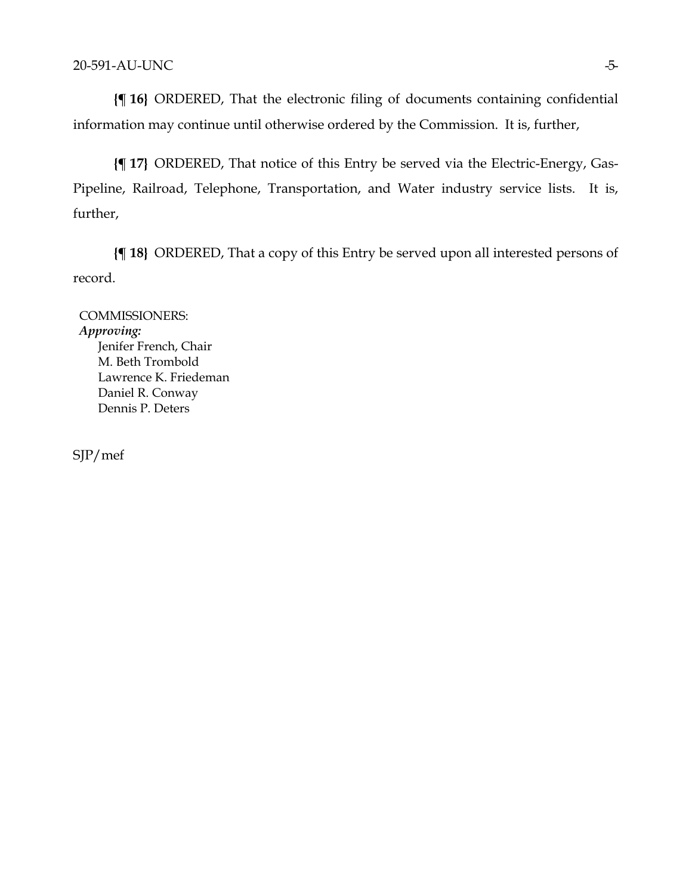**{¶ 16}** ORDERED, That the electronic filing of documents containing confidential information may continue until otherwise ordered by the Commission. It is, further,

**{¶ 17}** ORDERED, That notice of this Entry be served via the Electric-Energy, Gas-Pipeline, Railroad, Telephone, Transportation, and Water industry service lists. It is, further,

**{¶ 18}** ORDERED, That a copy of this Entry be served upon all interested persons of record.

COMMISSIONERS:
*Approving:*
Jenifer French, Chair
M. Beth Trombold
Lawrence K. Friedeman
Daniel R. Conway
Dennis P. Deters

SJP/mef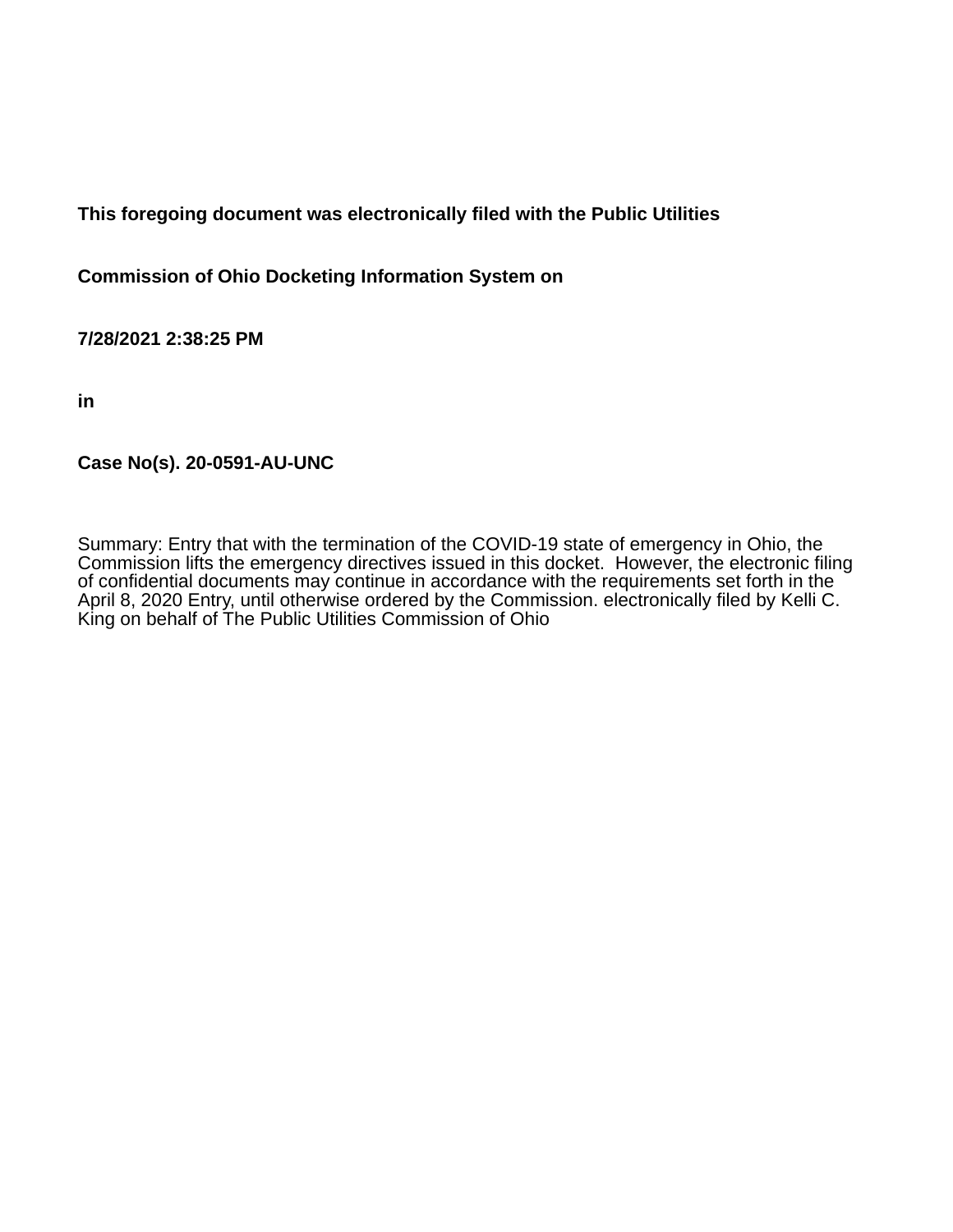**This foregoing document was electronically filed with the Public Utilities**

**Commission of Ohio Docketing Information System on**

**7/28/2021 2:38:25 PM**

**in**

**Case No(s). 20-0591-AU-UNC**

Summary: Entry that with the termination of the COVID-19 state of emergency in Ohio, the Commission lifts the emergency directives issued in this docket. However, the electronic filing of confidential documents may continue in accordance with the requirements set forth in the April 8, 2020 Entry, until otherwise ordered by the Commission. electronically filed by Kelli C. King on behalf of The Public Utilities Commission of Ohio